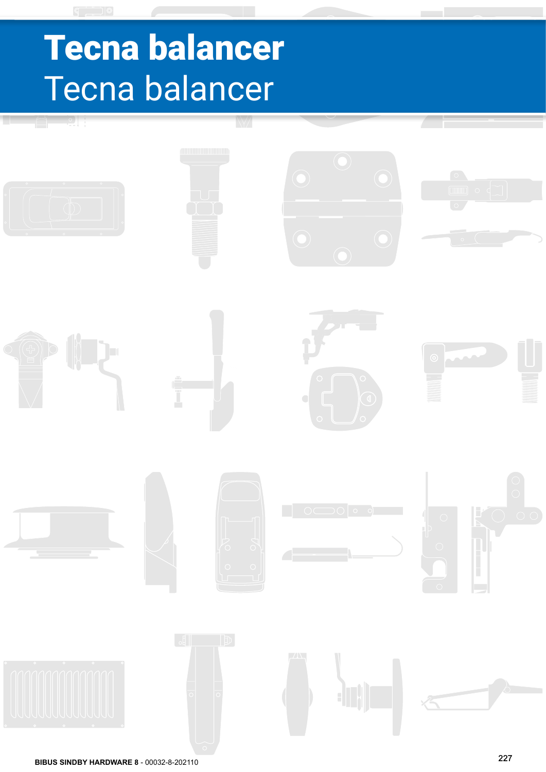# Tecna balancer

## Tecna balancer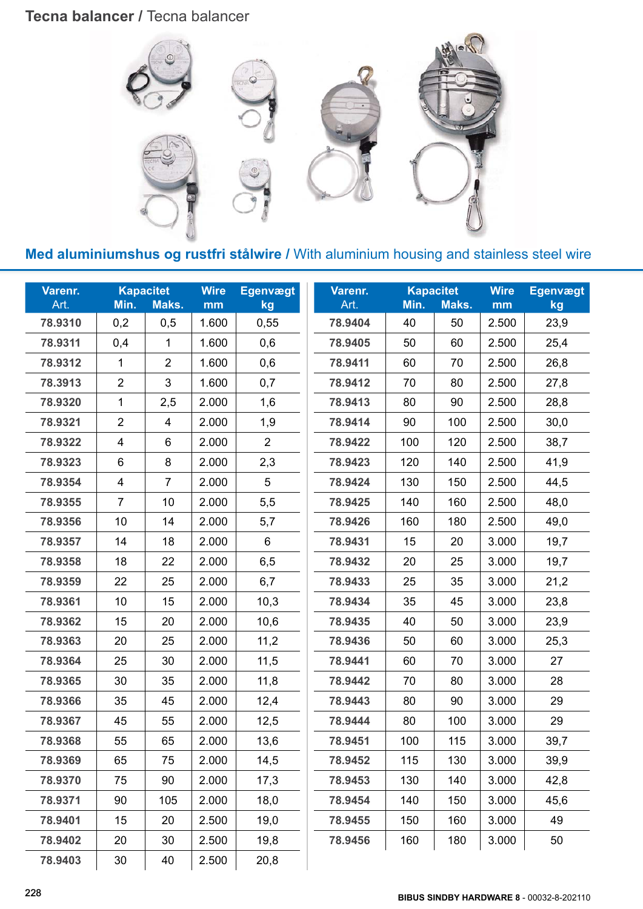# Tecna balancer / Tecna balancer

## Med aluminiumshus og rustfri stålwire / With aluminium housing and stainless steel wire

| Varenr. Art. | Kapacitet Min. | Kapacitet Maks. | Wire mm | Egenvægt kg |
|---|---|---|---|---|
| 78.9310 | 0,2 | 0,5 | 1.600 | 0,55 |
| 78.9311 | 0,4 | 1 | 1.600 | 0,6 |
| 78.9312 | 1 | 2 | 1.600 | 0,6 |
| 78.3913 | 2 | 3 | 1.600 | 0,7 |
| 78.9320 | 1 | 2,5 | 2.000 | 1,6 |
| 78.9321 | 2 | 4 | 2.000 | 1,9 |
| 78.9322 | 4 | 6 | 2.000 | 2 |
| 78.9323 | 6 | 8 | 2.000 | 2,3 |
| 78.9354 | 4 | 7 | 2.000 | 5 |
| 78.9355 | 7 | 10 | 2.000 | 5,5 |
| 78.9356 | 10 | 14 | 2.000 | 5,7 |
| 78.9357 | 14 | 18 | 2.000 | 6 |
| 78.9358 | 18 | 22 | 2.000 | 6,5 |
| 78.9359 | 22 | 25 | 2.000 | 6,7 |
| 78.9361 | 10 | 15 | 2.000 | 10,3 |
| 78.9362 | 15 | 20 | 2.000 | 10,6 |
| 78.9363 | 20 | 25 | 2.000 | 11,2 |
| 78.9364 | 25 | 30 | 2.000 | 11,5 |
| 78.9365 | 30 | 35 | 2.000 | 11,8 |
| 78.9366 | 35 | 45 | 2.000 | 12,4 |
| 78.9367 | 45 | 55 | 2.000 | 12,5 |
| 78.9368 | 55 | 65 | 2.000 | 13,6 |
| 78.9369 | 65 | 75 | 2.000 | 14,5 |
| 78.9370 | 75 | 90 | 2.000 | 17,3 |
| 78.9371 | 90 | 105 | 2.000 | 18,0 |
| 78.9401 | 15 | 20 | 2.500 | 19,0 |
| 78.9402 | 20 | 30 | 2.500 | 19,8 |
| 78.9403 | 30 | 40 | 2.500 | 20,8 |
| 78.9404 | 40 | 50 | 2.500 | 23,9 |
| 78.9405 | 50 | 60 | 2.500 | 25,4 |
| 78.9411 | 60 | 70 | 2.500 | 26,8 |
| 78.9412 | 70 | 80 | 2.500 | 27,8 |
| 78.9413 | 80 | 90 | 2.500 | 28,8 |
| 78.9414 | 90 | 100 | 2.500 | 30,0 |
| 78.9422 | 100 | 120 | 2.500 | 38,7 |
| 78.9423 | 120 | 140 | 2.500 | 41,9 |
| 78.9424 | 130 | 150 | 2.500 | 44,5 |
| 78.9425 | 140 | 160 | 2.500 | 48,0 |
| 78.9426 | 160 | 180 | 2.500 | 49,0 |
| 78.9431 | 15 | 20 | 3.000 | 19,7 |
| 78.9432 | 20 | 25 | 3.000 | 19,7 |
| 78.9433 | 25 | 35 | 3.000 | 21,2 |
| 78.9434 | 35 | 45 | 3.000 | 23,8 |
| 78.9435 | 40 | 50 | 3.000 | 23,9 |
| 78.9436 | 50 | 60 | 3.000 | 25,3 |
| 78.9441 | 60 | 70 | 3.000 | 27 |
| 78.9442 | 70 | 80 | 3.000 | 28 |
| 78.9443 | 80 | 90 | 3.000 | 29 |
| 78.9444 | 80 | 100 | 3.000 | 29 |
| 78.9451 | 100 | 115 | 3.000 | 39,7 |
| 78.9452 | 115 | 130 | 3.000 | 39,9 |
| 78.9453 | 130 | 140 | 3.000 | 42,8 |
| 78.9454 | 140 | 150 | 3.000 | 45,6 |
| 78.9455 | 150 | 160 | 3.000 | 49 |
| 78.9456 | 160 | 180 | 3.000 | 50 |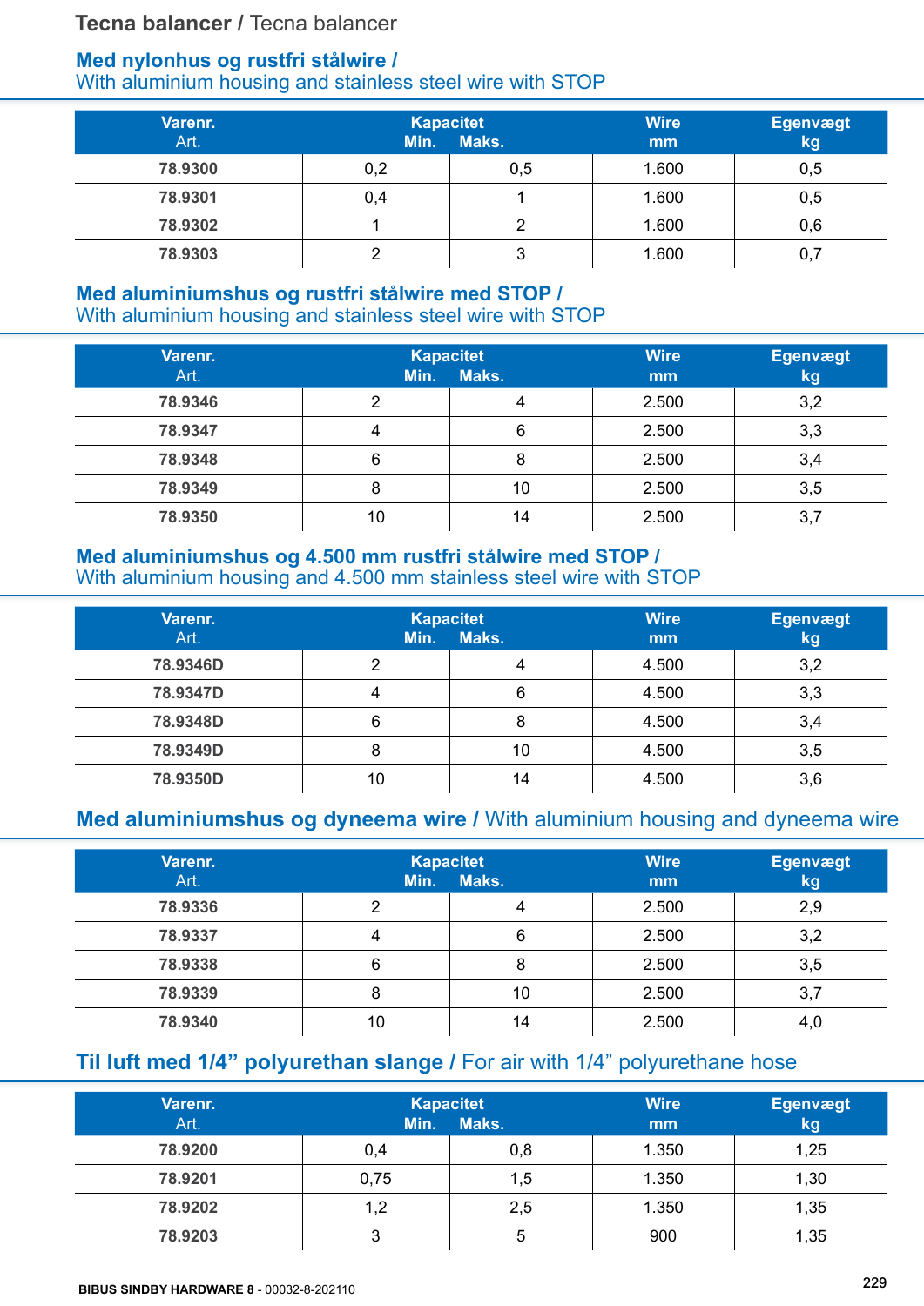# **Tecna balancer** / Tecna balancer

## **Med nylonhus og rustfri stålwire /** With aluminium housing and stainless steel wire with STOP

| Varenr. Art. | Kapacitet Min. | Maks. | Wire mm | Egenvægt kg |
|---|---|---|---|---|
| **78.9300** | 0,2 | 0,5 | 1.600 | 0,5 |
| **78.9301** | 0,4 | 1 | 1.600 | 0,5 |
| **78.9302** | 1 | 2 | 1.600 | 0,6 |
| **78.9303** | 2 | 3 | 1.600 | 0,7 |

## **Med aluminiumshus og rustfri stålwire med STOP /** With aluminium housing and stainless steel wire with STOP

| Varenr. Art. | Kapacitet Min. | Maks. | Wire mm | Egenvægt kg |
|---|---|---|---|---|
| **78.9346** | 2 | 4 | 2.500 | 3,2 |
| **78.9347** | 4 | 6 | 2.500 | 3,3 |
| **78.9348** | 6 | 8 | 2.500 | 3,4 |
| **78.9349** | 8 | 10 | 2.500 | 3,5 |
| **78.9350** | 10 | 14 | 2.500 | 3,7 |

## **Med aluminiumshus og 4.500 mm rustfri stålwire med STOP /** With aluminium housing and 4.500 mm stainless steel wire with STOP

| Varenr. Art. | Kapacitet Min. | Maks. | Wire mm | Egenvægt kg |
|---|---|---|---|---|
| **78.9346D** | 2 | 4 | 4.500 | 3,2 |
| **78.9347D** | 4 | 6 | 4.500 | 3,3 |
| **78.9348D** | 6 | 8 | 4.500 | 3,4 |
| **78.9349D** | 8 | 10 | 4.500 | 3,5 |
| **78.9350D** | 10 | 14 | 4.500 | 3,6 |

## **Med aluminiumshus og dyneema wire /** With aluminium housing and dyneema wire

| Varenr. Art. | Kapacitet Min. | Maks. | Wire mm | Egenvægt kg |
|---|---|---|---|---|
| **78.9336** | 2 | 4 | 2.500 | 2,9 |
| **78.9337** | 4 | 6 | 2.500 | 3,2 |
| **78.9338** | 6 | 8 | 2.500 | 3,5 |
| **78.9339** | 8 | 10 | 2.500 | 3,7 |
| **78.9340** | 10 | 14 | 2.500 | 4,0 |

## **Til luft med 1/4” polyurethan slange /** For air with 1/4” polyurethane hose

| Varenr. Art. | Kapacitet Min. | Maks. | Wire mm | Egenvægt kg |
|---|---|---|---|---|
| **78.9200** | 0,4 | 0,8 | 1.350 | 1,25 |
| **78.9201** | 0,75 | 1,5 | 1.350 | 1,30 |
| **78.9202** | 1,2 | 2,5 | 1.350 | 1,35 |
| **78.9203** | 3 | 5 | 900 | 1,35 |